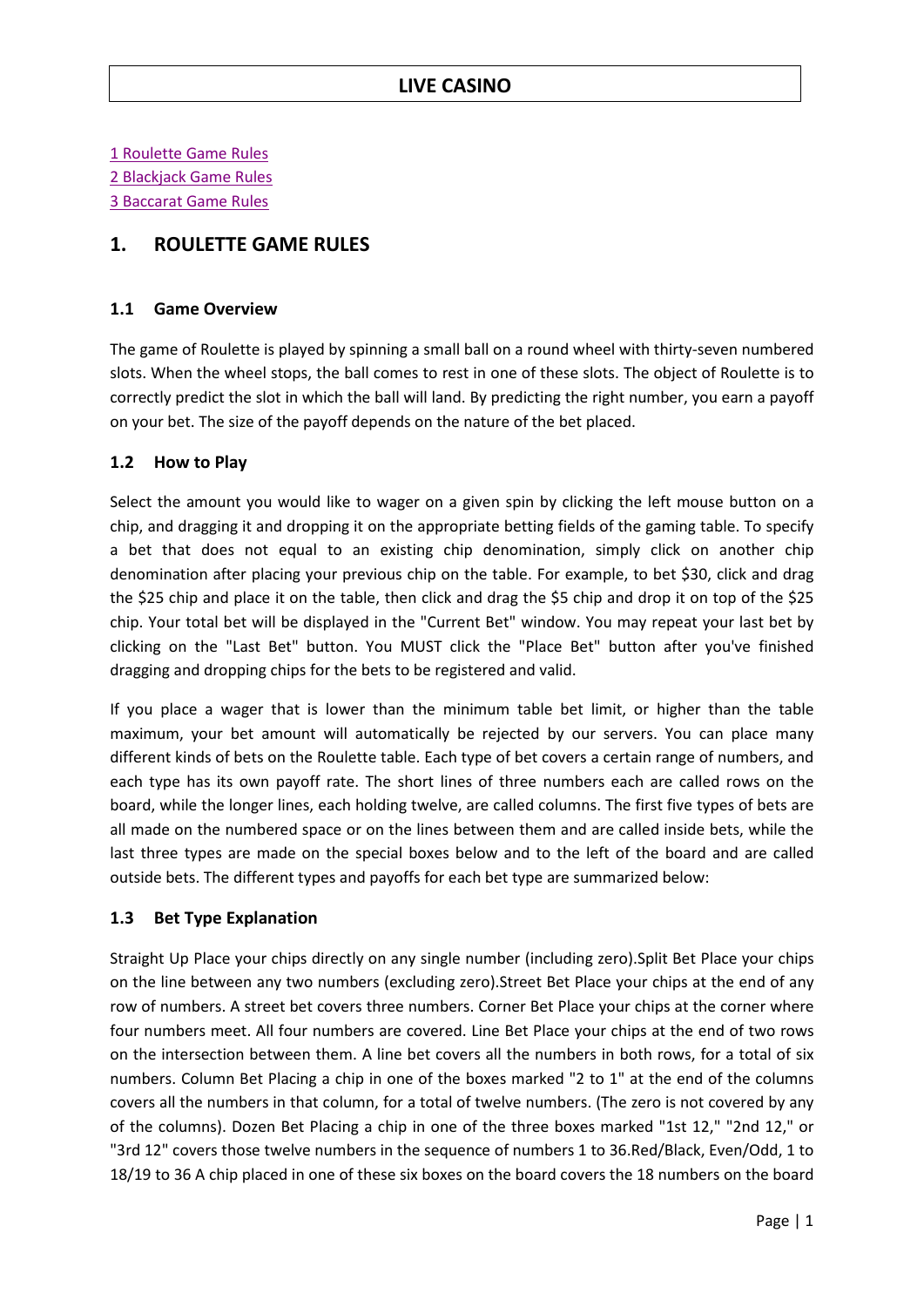# LIVE CASINO

[1 Roulette Game Rules](#)
[2 Blackjack Game Rules](#)
[3 Baccarat Game Rules](#)

## 1. ROULETTE GAME RULES

### 1.1 Game Overview

The game of Roulette is played by spinning a small ball on a round wheel with thirty-seven numbered slots. When the wheel stops, the ball comes to rest in one of these slots. The object of Roulette is to correctly predict the slot in which the ball will land. By predicting the right number, you earn a payoff on your bet. The size of the payoff depends on the nature of the bet placed.

### 1.2 How to Play

Select the amount you would like to wager on a given spin by clicking the left mouse button on a chip, and dragging it and dropping it on the appropriate betting fields of the gaming table. To specify a bet that does not equal to an existing chip denomination, simply click on another chip denomination after placing your previous chip on the table. For example, to bet $30, click and drag the $25 chip and place it on the table, then click and drag the $5 chip and drop it on top of the $25 chip. Your total bet will be displayed in the "Current Bet" window. You may repeat your last bet by clicking on the "Last Bet" button. You MUST click the "Place Bet" button after you've finished dragging and dropping chips for the bets to be registered and valid.

If you place a wager that is lower than the minimum table bet limit, or higher than the table maximum, your bet amount will automatically be rejected by our servers. You can place many different kinds of bets on the Roulette table. Each type of bet covers a certain range of numbers, and each type has its own payoff rate. The short lines of three numbers each are called rows on the board, while the longer lines, each holding twelve, are called columns. The first five types of bets are all made on the numbered space or on the lines between them and are called inside bets, while the last three types are made on the special boxes below and to the left of the board and are called outside bets. The different types and payoffs for each bet type are summarized below:

### 1.3 Bet Type Explanation

Straight Up Place your chips directly on any single number (including zero).Split Bet Place your chips on the line between any two numbers (excluding zero).Street Bet Place your chips at the end of any row of numbers. A street bet covers three numbers. Corner Bet Place your chips at the corner where four numbers meet. All four numbers are covered. Line Bet Place your chips at the end of two rows on the intersection between them. A line bet covers all the numbers in both rows, for a total of six numbers. Column Bet Placing a chip in one of the boxes marked "2 to 1" at the end of the columns covers all the numbers in that column, for a total of twelve numbers. (The zero is not covered by any of the columns). Dozen Bet Placing a chip in one of the three boxes marked "1st 12," "2nd 12," or "3rd 12" covers those twelve numbers in the sequence of numbers 1 to 36.Red/Black, Even/Odd, 1 to 18/19 to 36 A chip placed in one of these six boxes on the board covers the 18 numbers on the board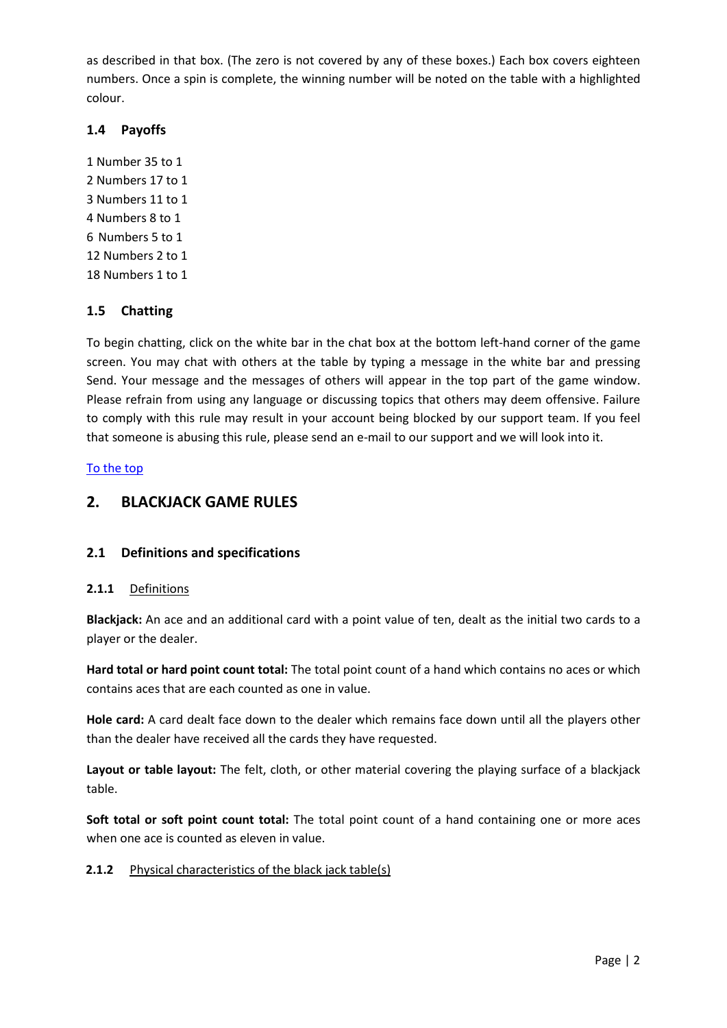as described in that box. (The zero is not covered by any of these boxes.) Each box covers eighteen numbers. Once a spin is complete, the winning number will be noted on the table with a highlighted colour.

### 1.4 Payoffs

1 Number 35 to 1
2 Numbers 17 to 1
3 Numbers 11 to 1
4 Numbers 8 to 1
6 Numbers 5 to 1
12 Numbers 2 to 1
18 Numbers 1 to 1

### 1.5 Chatting

To begin chatting, click on the white bar in the chat box at the bottom left-hand corner of the game screen. You may chat with others at the table by typing a message in the white bar and pressing Send. Your message and the messages of others will appear in the top part of the game window. Please refrain from using any language or discussing topics that others may deem offensive. Failure to comply with this rule may result in your account being blocked by our support team. If you feel that someone is abusing this rule, please send an e-mail to our support and we will look into it.

To the top

## 2. BLACKJACK GAME RULES

### 2.1 Definitions and specifications

#### 2.1.1 Definitions

**Blackjack:** An ace and an additional card with a point value of ten, dealt as the initial two cards to a player or the dealer.

**Hard total or hard point count total:** The total point count of a hand which contains no aces or which contains aces that are each counted as one in value.

**Hole card:** A card dealt face down to the dealer which remains face down until all the players other than the dealer have received all the cards they have requested.

**Layout or table layout:** The felt, cloth, or other material covering the playing surface of a blackjack table.

**Soft total or soft point count total:** The total point count of a hand containing one or more aces when one ace is counted as eleven in value.

#### 2.1.2 Physical characteristics of the black jack table(s)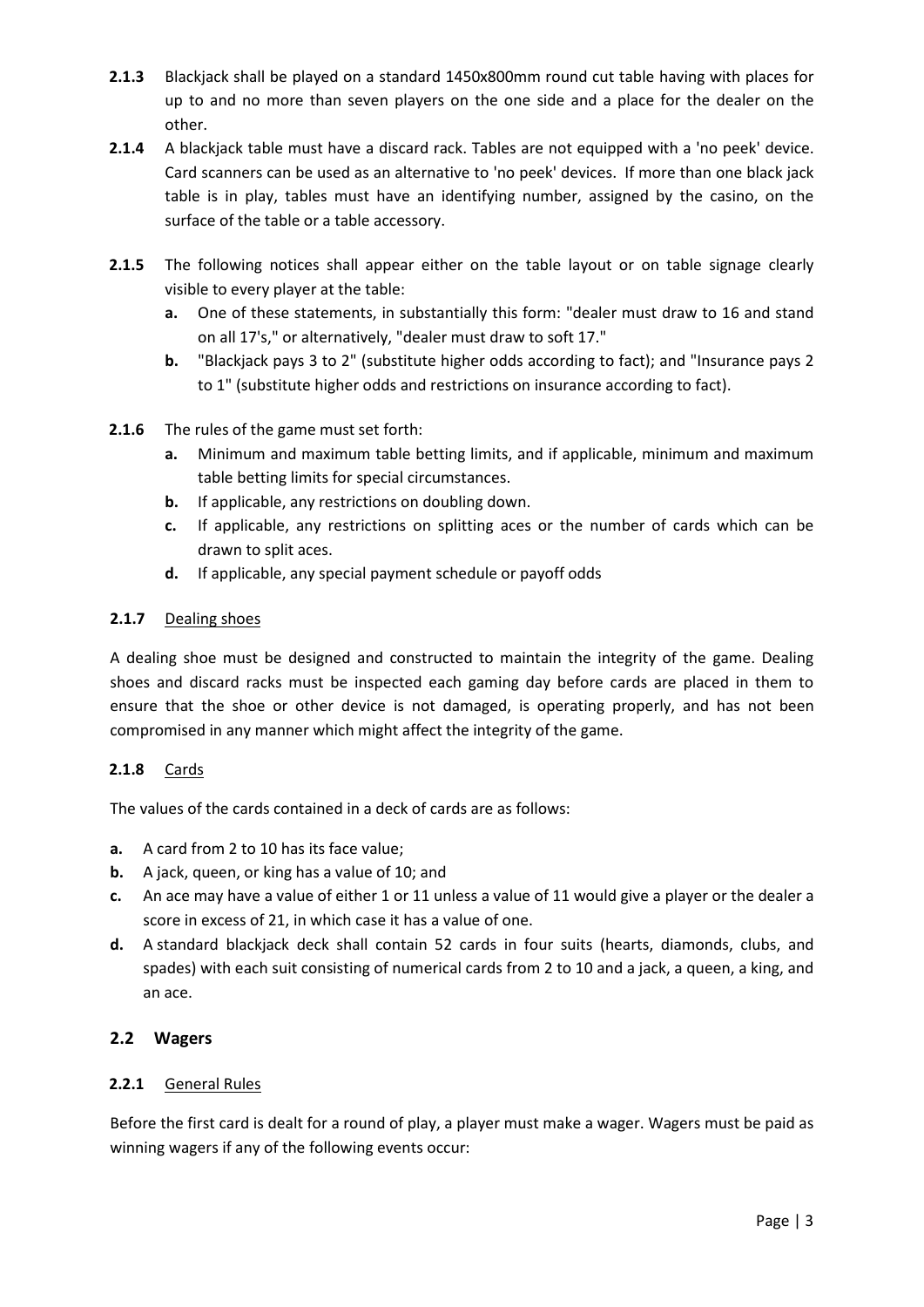**2.1.3** Blackjack shall be played on a standard 1450x800mm round cut table having with places for up to and no more than seven players on the one side and a place for the dealer on the other.

**2.1.4** A blackjack table must have a discard rack. Tables are not equipped with a 'no peek' device. Card scanners can be used as an alternative to 'no peek' devices. If more than one black jack table is in play, tables must have an identifying number, assigned by the casino, on the surface of the table or a table accessory.

**2.1.5** The following notices shall appear either on the table layout or on table signage clearly visible to every player at the table:

- **a.** One of these statements, in substantially this form: "dealer must draw to 16 and stand on all 17's," or alternatively, "dealer must draw to soft 17."
- **b.** "Blackjack pays 3 to 2" (substitute higher odds according to fact); and "Insurance pays 2 to 1" (substitute higher odds and restrictions on insurance according to fact).

**2.1.6** The rules of the game must set forth:

- **a.** Minimum and maximum table betting limits, and if applicable, minimum and maximum table betting limits for special circumstances.
- **b.** If applicable, any restrictions on doubling down.
- **c.** If applicable, any restrictions on splitting aces or the number of cards which can be drawn to split aces.
- **d.** If applicable, any special payment schedule or payoff odds

**2.1.7** Dealing shoes

A dealing shoe must be designed and constructed to maintain the integrity of the game. Dealing shoes and discard racks must be inspected each gaming day before cards are placed in them to ensure that the shoe or other device is not damaged, is operating properly, and has not been compromised in any manner which might affect the integrity of the game.

**2.1.8** Cards

The values of the cards contained in a deck of cards are as follows:

- **a.** A card from 2 to 10 has its face value;
- **b.** A jack, queen, or king has a value of 10; and
- **c.** An ace may have a value of either 1 or 11 unless a value of 11 would give a player or the dealer a score in excess of 21, in which case it has a value of one.
- **d.** A standard blackjack deck shall contain 52 cards in four suits (hearts, diamonds, clubs, and spades) with each suit consisting of numerical cards from 2 to 10 and a jack, a queen, a king, and an ace.

## 2.2 Wagers

**2.2.1** General Rules

Before the first card is dealt for a round of play, a player must make a wager. Wagers must be paid as winning wagers if any of the following events occur: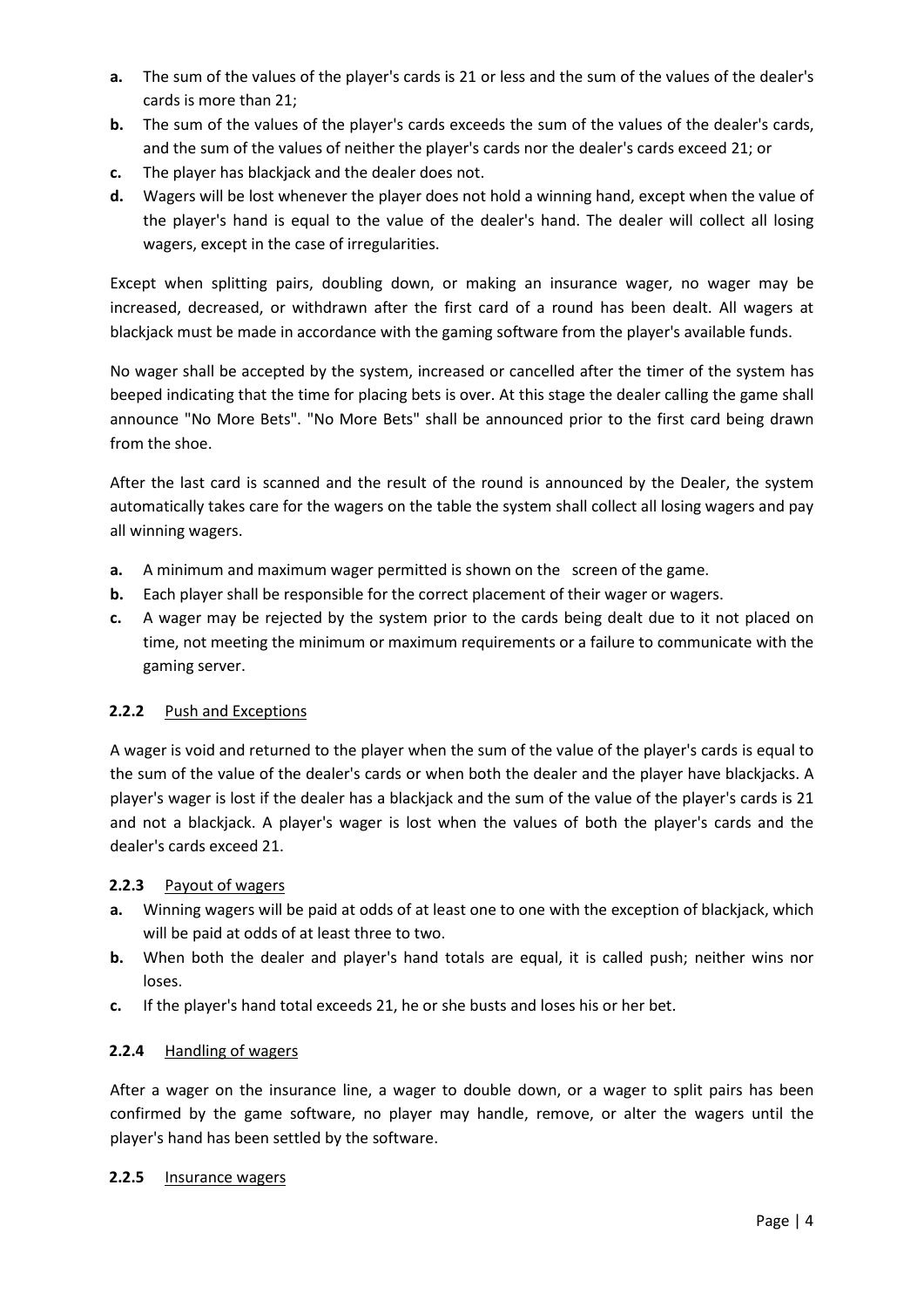**a.** The sum of the values of the player's cards is 21 or less and the sum of the values of the dealer's cards is more than 21;

**b.** The sum of the values of the player's cards exceeds the sum of the values of the dealer's cards, and the sum of the values of neither the player's cards nor the dealer's cards exceed 21; or

**c.** The player has blackjack and the dealer does not.

**d.** Wagers will be lost whenever the player does not hold a winning hand, except when the value of the player's hand is equal to the value of the dealer's hand. The dealer will collect all losing wagers, except in the case of irregularities.

Except when splitting pairs, doubling down, or making an insurance wager, no wager may be increased, decreased, or withdrawn after the first card of a round has been dealt. All wagers at blackjack must be made in accordance with the gaming software from the player's available funds.

No wager shall be accepted by the system, increased or cancelled after the timer of the system has beeped indicating that the time for placing bets is over. At this stage the dealer calling the game shall announce "No More Bets". "No More Bets" shall be announced prior to the first card being drawn from the shoe.

After the last card is scanned and the result of the round is announced by the Dealer, the system automatically takes care for the wagers on the table the system shall collect all losing wagers and pay all winning wagers.

**a.** A minimum and maximum wager permitted is shown on the screen of the game.

**b.** Each player shall be responsible for the correct placement of their wager or wagers.

**c.** A wager may be rejected by the system prior to the cards being dealt due to it not placed on time, not meeting the minimum or maximum requirements or a failure to communicate with the gaming server.

### **2.2.2** Push and Exceptions

A wager is void and returned to the player when the sum of the value of the player's cards is equal to the sum of the value of the dealer's cards or when both the dealer and the player have blackjacks. A player's wager is lost if the dealer has a blackjack and the sum of the value of the player's cards is 21 and not a blackjack. A player's wager is lost when the values of both the player's cards and the dealer's cards exceed 21.

### **2.2.3** Payout of wagers

**a.** Winning wagers will be paid at odds of at least one to one with the exception of blackjack, which will be paid at odds of at least three to two.

**b.** When both the dealer and player's hand totals are equal, it is called push; neither wins nor loses.

**c.** If the player's hand total exceeds 21, he or she busts and loses his or her bet.

### **2.2.4** Handling of wagers

After a wager on the insurance line, a wager to double down, or a wager to split pairs has been confirmed by the game software, no player may handle, remove, or alter the wagers until the player's hand has been settled by the software.

### **2.2.5** Insurance wagers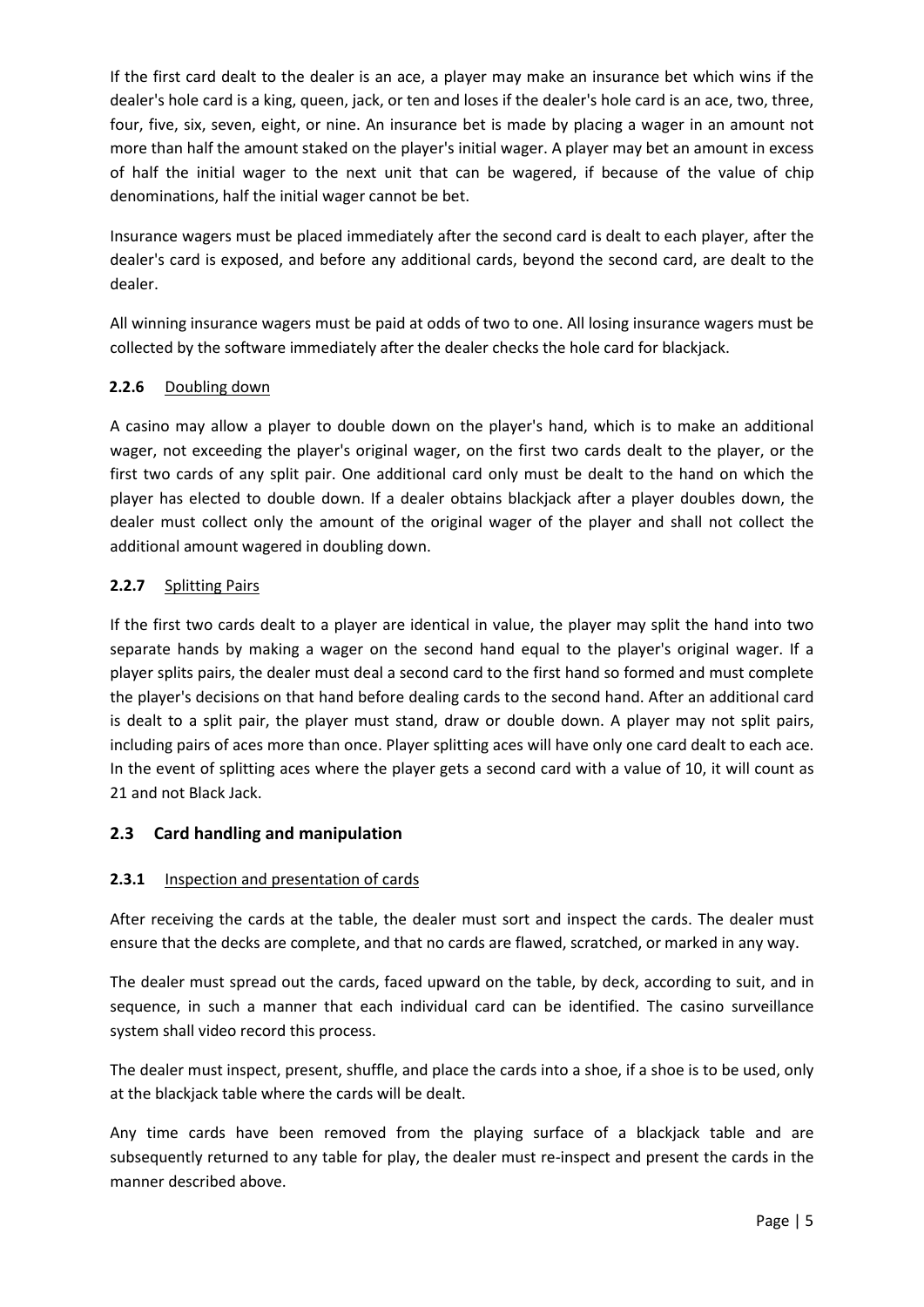If the first card dealt to the dealer is an ace, a player may make an insurance bet which wins if the dealer's hole card is a king, queen, jack, or ten and loses if the dealer's hole card is an ace, two, three, four, five, six, seven, eight, or nine. An insurance bet is made by placing a wager in an amount not more than half the amount staked on the player's initial wager. A player may bet an amount in excess of half the initial wager to the next unit that can be wagered, if because of the value of chip denominations, half the initial wager cannot be bet.

Insurance wagers must be placed immediately after the second card is dealt to each player, after the dealer's card is exposed, and before any additional cards, beyond the second card, are dealt to the dealer.

All winning insurance wagers must be paid at odds of two to one. All losing insurance wagers must be collected by the software immediately after the dealer checks the hole card for blackjack.

#### 2.2.6 Doubling down

A casino may allow a player to double down on the player's hand, which is to make an additional wager, not exceeding the player's original wager, on the first two cards dealt to the player, or the first two cards of any split pair. One additional card only must be dealt to the hand on which the player has elected to double down. If a dealer obtains blackjack after a player doubles down, the dealer must collect only the amount of the original wager of the player and shall not collect the additional amount wagered in doubling down.

#### 2.2.7 Splitting Pairs

If the first two cards dealt to a player are identical in value, the player may split the hand into two separate hands by making a wager on the second hand equal to the player's original wager. If a player splits pairs, the dealer must deal a second card to the first hand so formed and must complete the player's decisions on that hand before dealing cards to the second hand. After an additional card is dealt to a split pair, the player must stand, draw or double down. A player may not split pairs, including pairs of aces more than once. Player splitting aces will have only one card dealt to each ace. In the event of splitting aces where the player gets a second card with a value of 10, it will count as 21 and not Black Jack.

### 2.3 Card handling and manipulation

#### 2.3.1 Inspection and presentation of cards

After receiving the cards at the table, the dealer must sort and inspect the cards. The dealer must ensure that the decks are complete, and that no cards are flawed, scratched, or marked in any way.

The dealer must spread out the cards, faced upward on the table, by deck, according to suit, and in sequence, in such a manner that each individual card can be identified. The casino surveillance system shall video record this process.

The dealer must inspect, present, shuffle, and place the cards into a shoe, if a shoe is to be used, only at the blackjack table where the cards will be dealt.

Any time cards have been removed from the playing surface of a blackjack table and are subsequently returned to any table for play, the dealer must re-inspect and present the cards in the manner described above.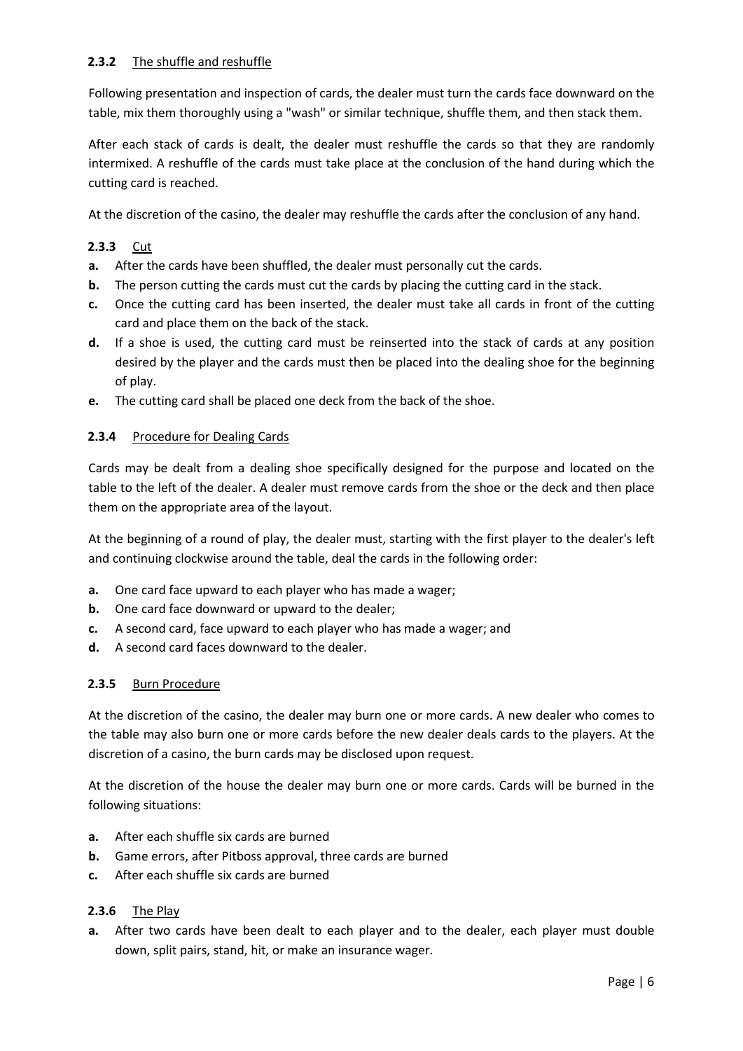### 2.3.2 The shuffle and reshuffle

Following presentation and inspection of cards, the dealer must turn the cards face downward on the table, mix them thoroughly using a "wash" or similar technique, shuffle them, and then stack them.

After each stack of cards is dealt, the dealer must reshuffle the cards so that they are randomly intermixed. A reshuffle of the cards must take place at the conclusion of the hand during which the cutting card is reached.

At the discretion of the casino, the dealer may reshuffle the cards after the conclusion of any hand.

### 2.3.3 Cut

- **a.** After the cards have been shuffled, the dealer must personally cut the cards.
- **b.** The person cutting the cards must cut the cards by placing the cutting card in the stack.
- **c.** Once the cutting card has been inserted, the dealer must take all cards in front of the cutting card and place them on the back of the stack.
- **d.** If a shoe is used, the cutting card must be reinserted into the stack of cards at any position desired by the player and the cards must then be placed into the dealing shoe for the beginning of play.
- **e.** The cutting card shall be placed one deck from the back of the shoe.

### 2.3.4 Procedure for Dealing Cards

Cards may be dealt from a dealing shoe specifically designed for the purpose and located on the table to the left of the dealer. A dealer must remove cards from the shoe or the deck and then place them on the appropriate area of the layout.

At the beginning of a round of play, the dealer must, starting with the first player to the dealer's left and continuing clockwise around the table, deal the cards in the following order:

- **a.** One card face upward to each player who has made a wager;
- **b.** One card face downward or upward to the dealer;
- **c.** A second card, face upward to each player who has made a wager; and
- **d.** A second card faces downward to the dealer.

### 2.3.5 Burn Procedure

At the discretion of the casino, the dealer may burn one or more cards. A new dealer who comes to the table may also burn one or more cards before the new dealer deals cards to the players. At the discretion of a casino, the burn cards may be disclosed upon request.

At the discretion of the house the dealer may burn one or more cards. Cards will be burned in the following situations:

- **a.** After each shuffle six cards are burned
- **b.** Game errors, after Pitboss approval, three cards are burned
- **c.** After each shuffle six cards are burned

### 2.3.6 The Play

- **a.** After two cards have been dealt to each player and to the dealer, each player must double down, split pairs, stand, hit, or make an insurance wager.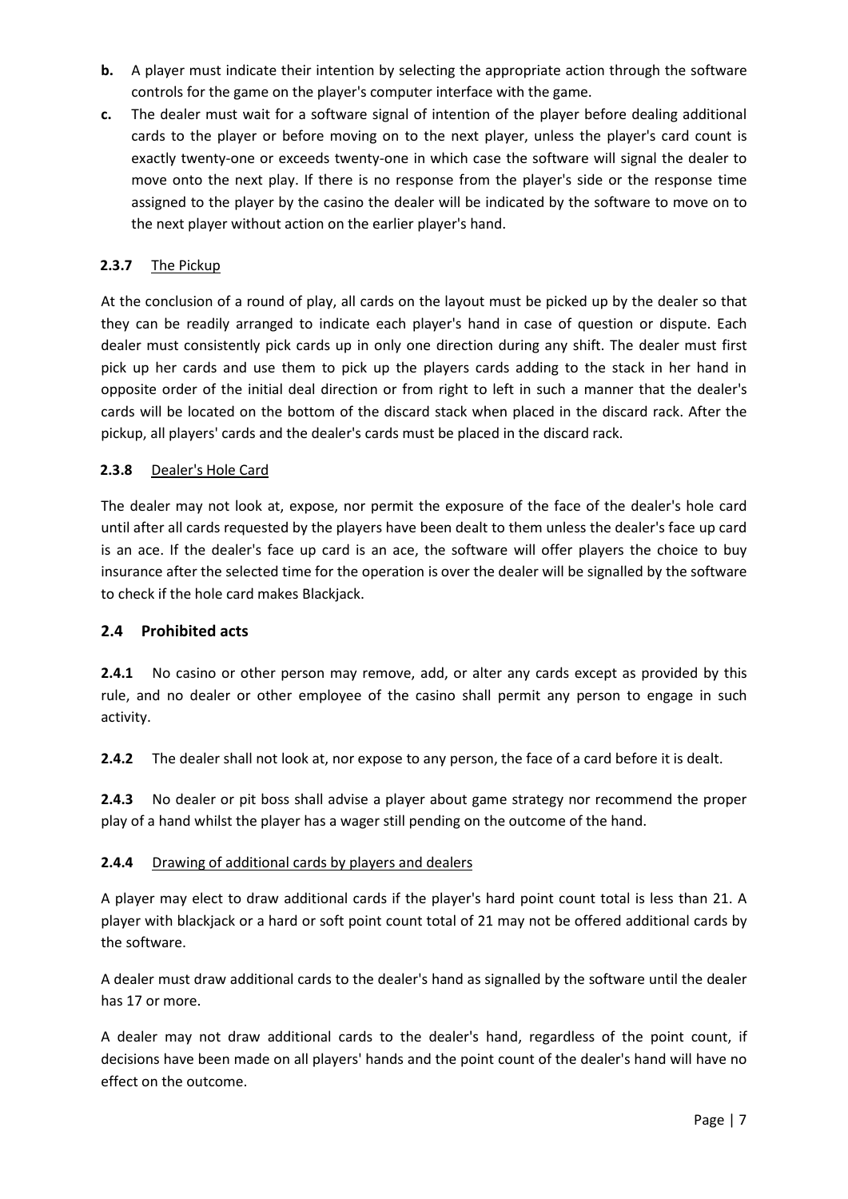**b.** A player must indicate their intention by selecting the appropriate action through the software controls for the game on the player's computer interface with the game.

**c.** The dealer must wait for a software signal of intention of the player before dealing additional cards to the player or before moving on to the next player, unless the player's card count is exactly twenty-one or exceeds twenty-one in which case the software will signal the dealer to move onto the next play. If there is no response from the player's side or the response time assigned to the player by the casino the dealer will be indicated by the software to move on to the next player without action on the earlier player's hand.

**2.3.7** The Pickup

At the conclusion of a round of play, all cards on the layout must be picked up by the dealer so that they can be readily arranged to indicate each player's hand in case of question or dispute. Each dealer must consistently pick cards up in only one direction during any shift. The dealer must first pick up her cards and use them to pick up the players cards adding to the stack in her hand in opposite order of the initial deal direction or from right to left in such a manner that the dealer's cards will be located on the bottom of the discard stack when placed in the discard rack. After the pickup, all players' cards and the dealer's cards must be placed in the discard rack.

**2.3.8** Dealer's Hole Card

The dealer may not look at, expose, nor permit the exposure of the face of the dealer's hole card until after all cards requested by the players have been dealt to them unless the dealer's face up card is an ace. If the dealer's face up card is an ace, the software will offer players the choice to buy insurance after the selected time for the operation is over the dealer will be signalled by the software to check if the hole card makes Blackjack.

## 2.4 Prohibited acts

**2.4.1** No casino or other person may remove, add, or alter any cards except as provided by this rule, and no dealer or other employee of the casino shall permit any person to engage in such activity.

**2.4.2** The dealer shall not look at, nor expose to any person, the face of a card before it is dealt.

**2.4.3** No dealer or pit boss shall advise a player about game strategy nor recommend the proper play of a hand whilst the player has a wager still pending on the outcome of the hand.

**2.4.4** Drawing of additional cards by players and dealers

A player may elect to draw additional cards if the player's hard point count total is less than 21. A player with blackjack or a hard or soft point count total of 21 may not be offered additional cards by the software.

A dealer must draw additional cards to the dealer's hand as signalled by the software until the dealer has 17 or more.

A dealer may not draw additional cards to the dealer's hand, regardless of the point count, if decisions have been made on all players' hands and the point count of the dealer's hand will have no effect on the outcome.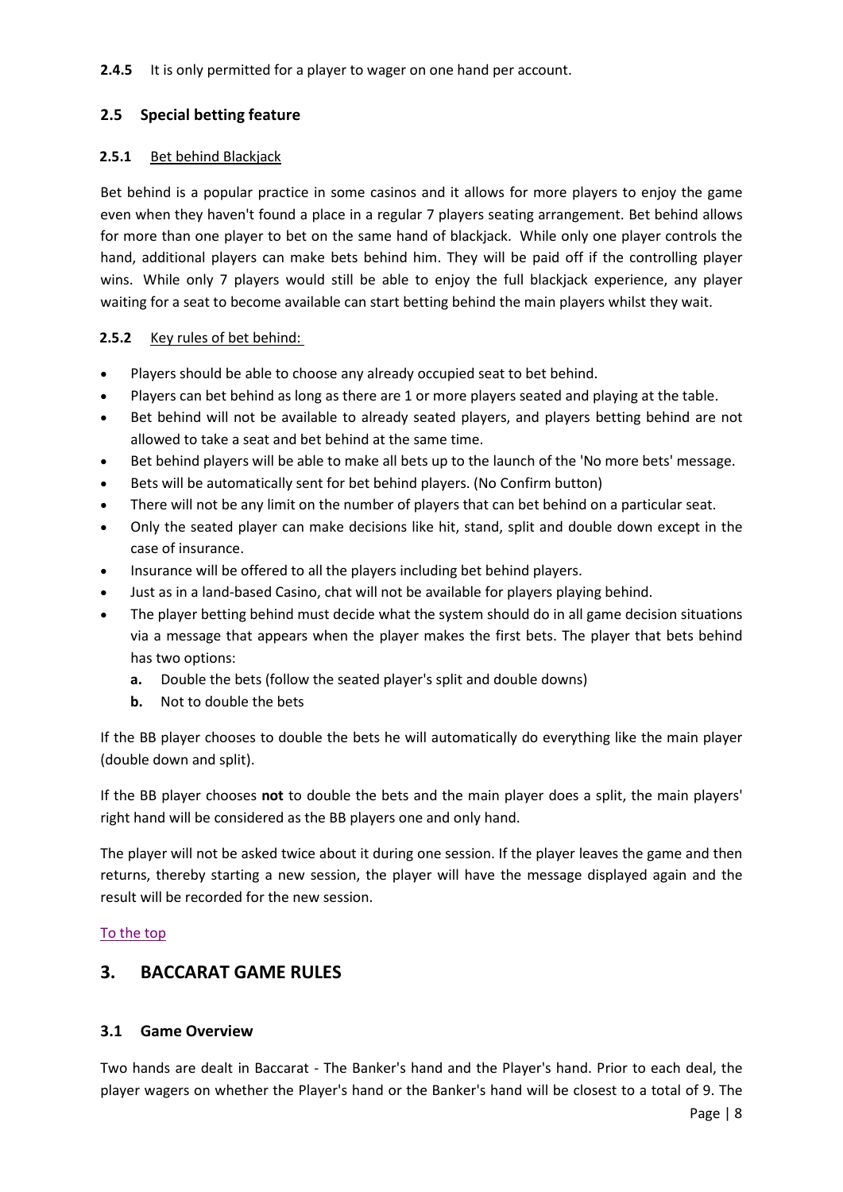**2.4.5** It is only permitted for a player to wager on one hand per account.

### 2.5 Special betting feature

#### 2.5.1 Bet behind Blackjack

Bet behind is a popular practice in some casinos and it allows for more players to enjoy the game even when they haven't found a place in a regular 7 players seating arrangement. Bet behind allows for more than one player to bet on the same hand of blackjack. While only one player controls the hand, additional players can make bets behind him. They will be paid off if the controlling player wins. While only 7 players would still be able to enjoy the full blackjack experience, any player waiting for a seat to become available can start betting behind the main players whilst they wait.

#### 2.5.2 Key rules of bet behind:

- Players should be able to choose any already occupied seat to bet behind.
- Players can bet behind as long as there are 1 or more players seated and playing at the table.
- Bet behind will not be available to already seated players, and players betting behind are not allowed to take a seat and bet behind at the same time.
- Bet behind players will be able to make all bets up to the launch of the 'No more bets' message.
- Bets will be automatically sent for bet behind players. (No Confirm button)
- There will not be any limit on the number of players that can bet behind on a particular seat.
- Only the seated player can make decisions like hit, stand, split and double down except in the case of insurance.
- Insurance will be offered to all the players including bet behind players.
- Just as in a land-based Casino, chat will not be available for players playing behind.
- The player betting behind must decide what the system should do in all game decision situations via a message that appears when the player makes the first bets. The player that bets behind has two options:
  - **a.** Double the bets (follow the seated player's split and double downs)
  - **b.** Not to double the bets

If the BB player chooses to double the bets he will automatically do everything like the main player (double down and split).

If the BB player chooses **not** to double the bets and the main player does a split, the main players' right hand will be considered as the BB players one and only hand.

The player will not be asked twice about it during one session. If the player leaves the game and then returns, thereby starting a new session, the player will have the message displayed again and the result will be recorded for the new session.

To the top

## 3. BACCARAT GAME RULES

### 3.1 Game Overview

Two hands are dealt in Baccarat - The Banker's hand and the Player's hand. Prior to each deal, the player wagers on whether the Player's hand or the Banker's hand will be closest to a total of 9. The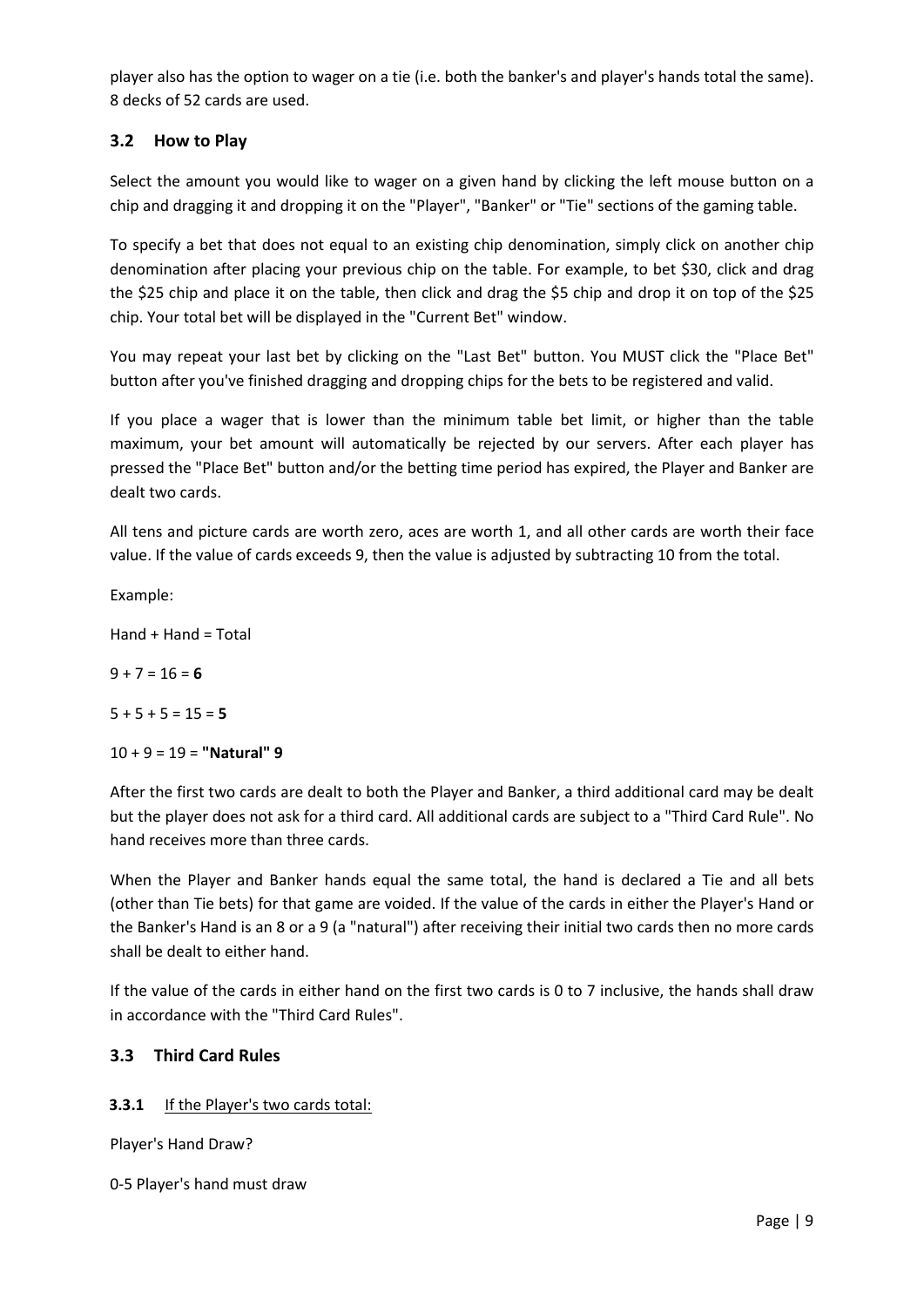player also has the option to wager on a tie (i.e. both the banker's and player's hands total the same). 8 decks of 52 cards are used.

### 3.2 How to Play

Select the amount you would like to wager on a given hand by clicking the left mouse button on a chip and dragging it and dropping it on the "Player", "Banker" or "Tie" sections of the gaming table.

To specify a bet that does not equal to an existing chip denomination, simply click on another chip denomination after placing your previous chip on the table. For example, to bet $30, click and drag the $25 chip and place it on the table, then click and drag the $5 chip and drop it on top of the $25 chip. Your total bet will be displayed in the "Current Bet" window.

You may repeat your last bet by clicking on the "Last Bet" button. You MUST click the "Place Bet" button after you've finished dragging and dropping chips for the bets to be registered and valid.

If you place a wager that is lower than the minimum table bet limit, or higher than the table maximum, your bet amount will automatically be rejected by our servers. After each player has pressed the "Place Bet" button and/or the betting time period has expired, the Player and Banker are dealt two cards.

All tens and picture cards are worth zero, aces are worth 1, and all other cards are worth their face value. If the value of cards exceeds 9, then the value is adjusted by subtracting 10 from the total.

Example:

Hand + Hand = Total

9 + 7 = 16 = **6**

5 + 5 + 5 = 15 = **5**

10 + 9 = 19 = **"Natural" 9**

After the first two cards are dealt to both the Player and Banker, a third additional card may be dealt but the player does not ask for a third card. All additional cards are subject to a "Third Card Rule". No hand receives more than three cards.

When the Player and Banker hands equal the same total, the hand is declared a Tie and all bets (other than Tie bets) for that game are voided. If the value of the cards in either the Player's Hand or the Banker's Hand is an 8 or a 9 (a "natural") after receiving their initial two cards then no more cards shall be dealt to either hand.

If the value of the cards in either hand on the first two cards is 0 to 7 inclusive, the hands shall draw in accordance with the "Third Card Rules".

### 3.3 Third Card Rules

#### 3.3.1 If the Player's two cards total:

Player's Hand Draw?

0-5 Player's hand must draw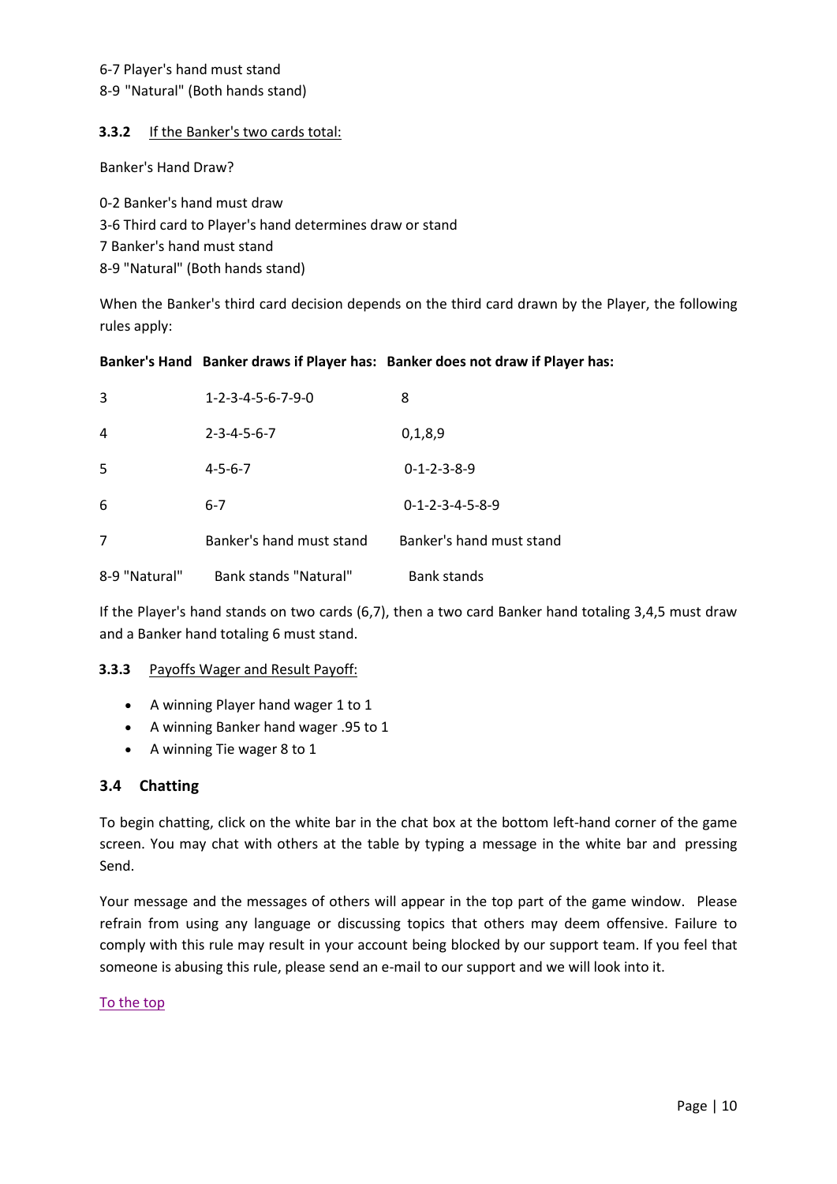6-7 Player's hand must stand
8-9 "Natural" (Both hands stand)

### 3.3.2 If the Banker's two cards total:

Banker's Hand Draw?

0-2 Banker's hand must draw
3-6 Third card to Player's hand determines draw or stand
7 Banker's hand must stand
8-9 "Natural" (Both hands stand)

When the Banker's third card decision depends on the third card drawn by the Player, the following rules apply:

| Banker's Hand | Banker draws if Player has: | Banker does not draw if Player has: |
|---|---|---|
| 3 | 1-2-3-4-5-6-7-9-0 | 8 |
| 4 | 2-3-4-5-6-7 | 0,1,8,9 |
| 5 | 4-5-6-7 | 0-1-2-3-8-9 |
| 6 | 6-7 | 0-1-2-3-4-5-8-9 |
| 7 | Banker's hand must stand | Banker's hand must stand |
| 8-9 "Natural" | Bank stands "Natural" | Bank stands |

If the Player's hand stands on two cards (6,7), then a two card Banker hand totaling 3,4,5 must draw and a Banker hand totaling 6 must stand.

### 3.3.3 Payoffs Wager and Result Payoff:

- A winning Player hand wager 1 to 1
- A winning Banker hand wager .95 to 1
- A winning Tie wager 8 to 1

## 3.4 Chatting

To begin chatting, click on the white bar in the chat box at the bottom left-hand corner of the game screen. You may chat with others at the table by typing a message in the white bar and pressing Send.

Your message and the messages of others will appear in the top part of the game window. Please refrain from using any language or discussing topics that others may deem offensive. Failure to comply with this rule may result in your account being blocked by our support team. If you feel that someone is abusing this rule, please send an e-mail to our support and we will look into it.

To the top